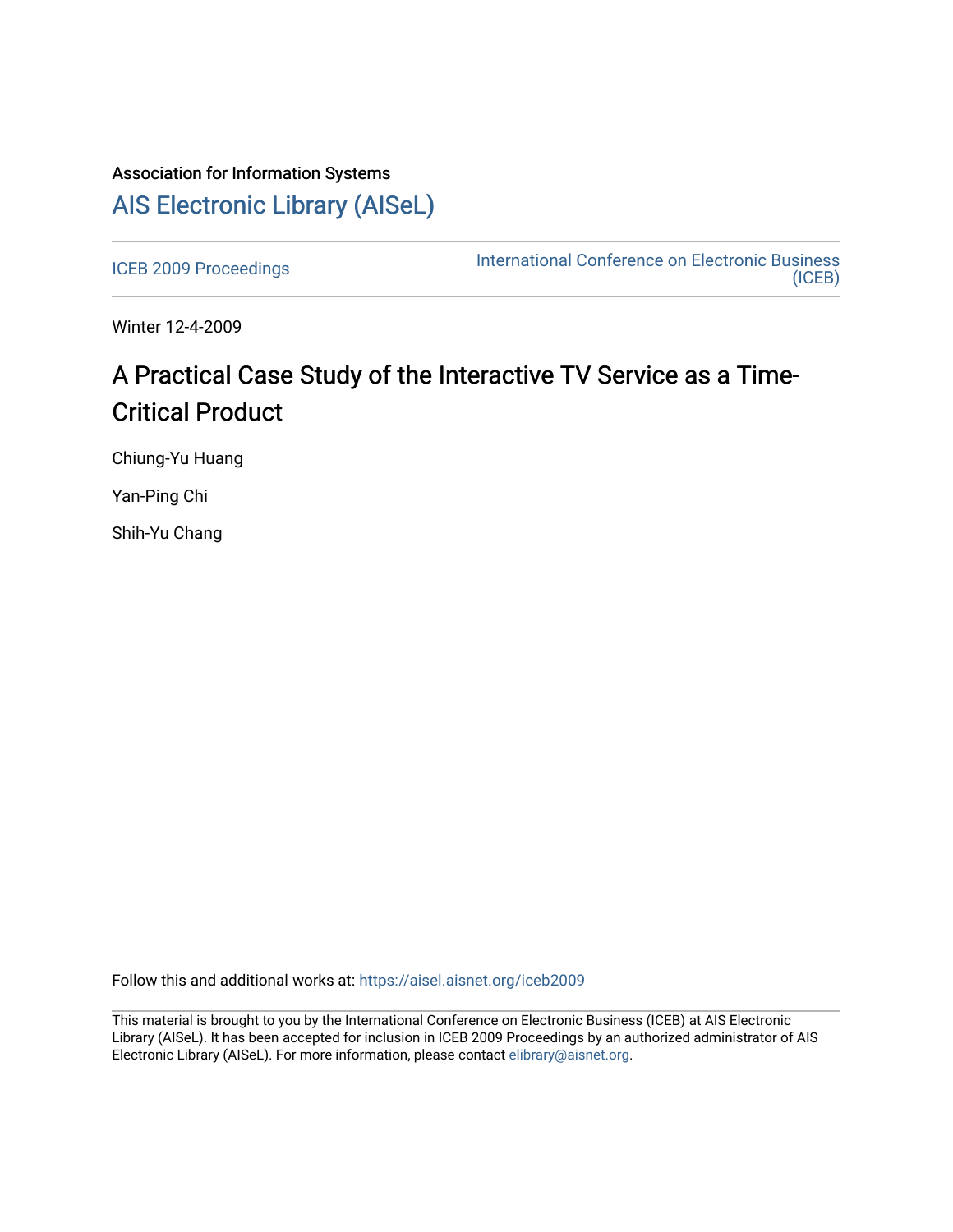Association for Information Systems

# AIS Electronic Library (AISeL)

ICEB 2009 Proceedings

International Conference on Electronic Business (ICEB)

Winter 12-4-2009

# A Practical Case Study of the Interactive TV Service as a Time-Critical Product

Chiung-Yu Huang

Yan-Ping Chi

Shih-Yu Chang

Follow this and additional works at: https://aisel.aisnet.org/iceb2009

This material is brought to you by the International Conference on Electronic Business (ICEB) at AIS Electronic Library (AISeL). It has been accepted for inclusion in ICEB 2009 Proceedings by an authorized administrator of AIS Electronic Library (AISeL). For more information, please contact elibrary@aisnet.org.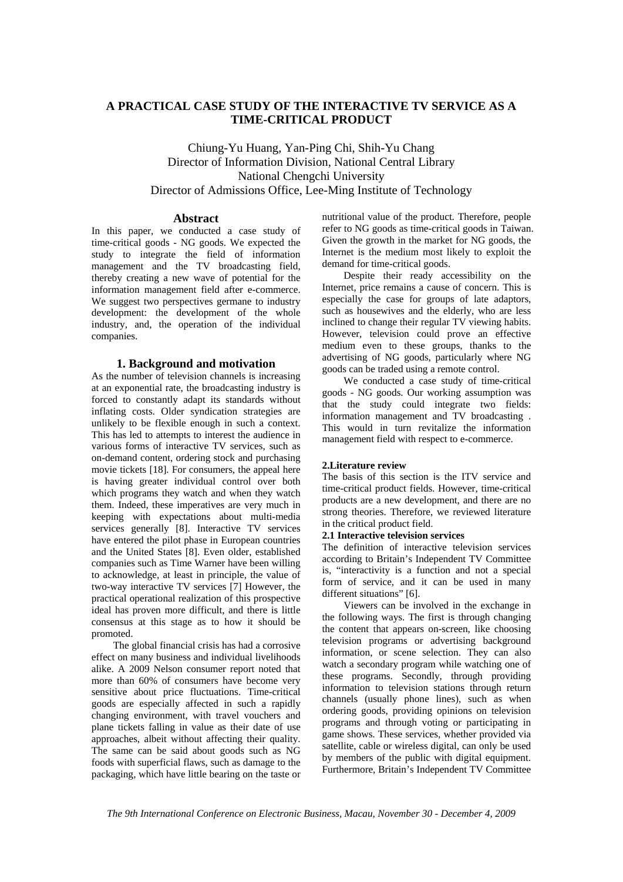# A PRACTICAL CASE STUDY OF THE INTERACTIVE TV SERVICE AS A TIME-CRITICAL PRODUCT

Chiung-Yu Huang, Yan-Ping Chi, Shih-Yu Chang
Director of Information Division, National Central Library
National Chengchi University
Director of Admissions Office, Lee-Ming Institute of Technology

## Abstract

In this paper, we conducted a case study of time-critical goods - NG goods. We expected the study to integrate the field of information management and the TV broadcasting field, thereby creating a new wave of potential for the information management field after e-commerce. We suggest two perspectives germane to industry development: the development of the whole industry, and, the operation of the individual companies.

## 1. Background and motivation

As the number of television channels is increasing at an exponential rate, the broadcasting industry is forced to constantly adapt its standards without inflating costs. Older syndication strategies are unlikely to be flexible enough in such a context. This has led to attempts to interest the audience in various forms of interactive TV services, such as on-demand content, ordering stock and purchasing movie tickets [18]. For consumers, the appeal here is having greater individual control over both which programs they watch and when they watch them. Indeed, these imperatives are very much in keeping with expectations about multi-media services generally [8]. Interactive TV services have entered the pilot phase in European countries and the United States [8]. Even older, established companies such as Time Warner have been willing to acknowledge, at least in principle, the value of two-way interactive TV services [7] However, the practical operational realization of this prospective ideal has proven more difficult, and there is little consensus at this stage as to how it should be promoted.

The global financial crisis has had a corrosive effect on many business and individual livelihoods alike. A 2009 Nelson consumer report noted that more than 60% of consumers have become very sensitive about price fluctuations. Time-critical goods are especially affected in such a rapidly changing environment, with travel vouchers and plane tickets falling in value as their date of use approaches, albeit without affecting their quality. The same can be said about goods such as NG foods with superficial flaws, such as damage to the packaging, which have little bearing on the taste or nutritional value of the product. Therefore, people refer to NG goods as time-critical goods in Taiwan. Given the growth in the market for NG goods, the Internet is the medium most likely to exploit the demand for time-critical goods.

Despite their ready accessibility on the Internet, price remains a cause of concern. This is especially the case for groups of late adaptors, such as housewives and the elderly, who are less inclined to change their regular TV viewing habits. However, television could prove an effective medium even to these groups, thanks to the advertising of NG goods, particularly where NG goods can be traded using a remote control.

We conducted a case study of time-critical goods - NG goods. Our working assumption was that the study could integrate two fields: information management and TV broadcasting . This would in turn revitalize the information management field with respect to e-commerce.

### 2.Literature review

The basis of this section is the ITV service and time-critical product fields. However, time-critical products are a new development, and there are no strong theories. Therefore, we reviewed literature in the critical product field.

### 2.1 Interactive television services

The definition of interactive television services according to Britain's Independent TV Committee is, "interactivity is a function and not a special form of service, and it can be used in many different situations" [6].

Viewers can be involved in the exchange in the following ways. The first is through changing the content that appears on-screen, like choosing television programs or advertising background information, or scene selection. They can also watch a secondary program while watching one of these programs. Secondly, through providing information to television stations through return channels (usually phone lines), such as when ordering goods, providing opinions on television programs and through voting or participating in game shows. These services, whether provided via satellite, cable or wireless digital, can only be used by members of the public with digital equipment. Furthermore, Britain's Independent TV Committee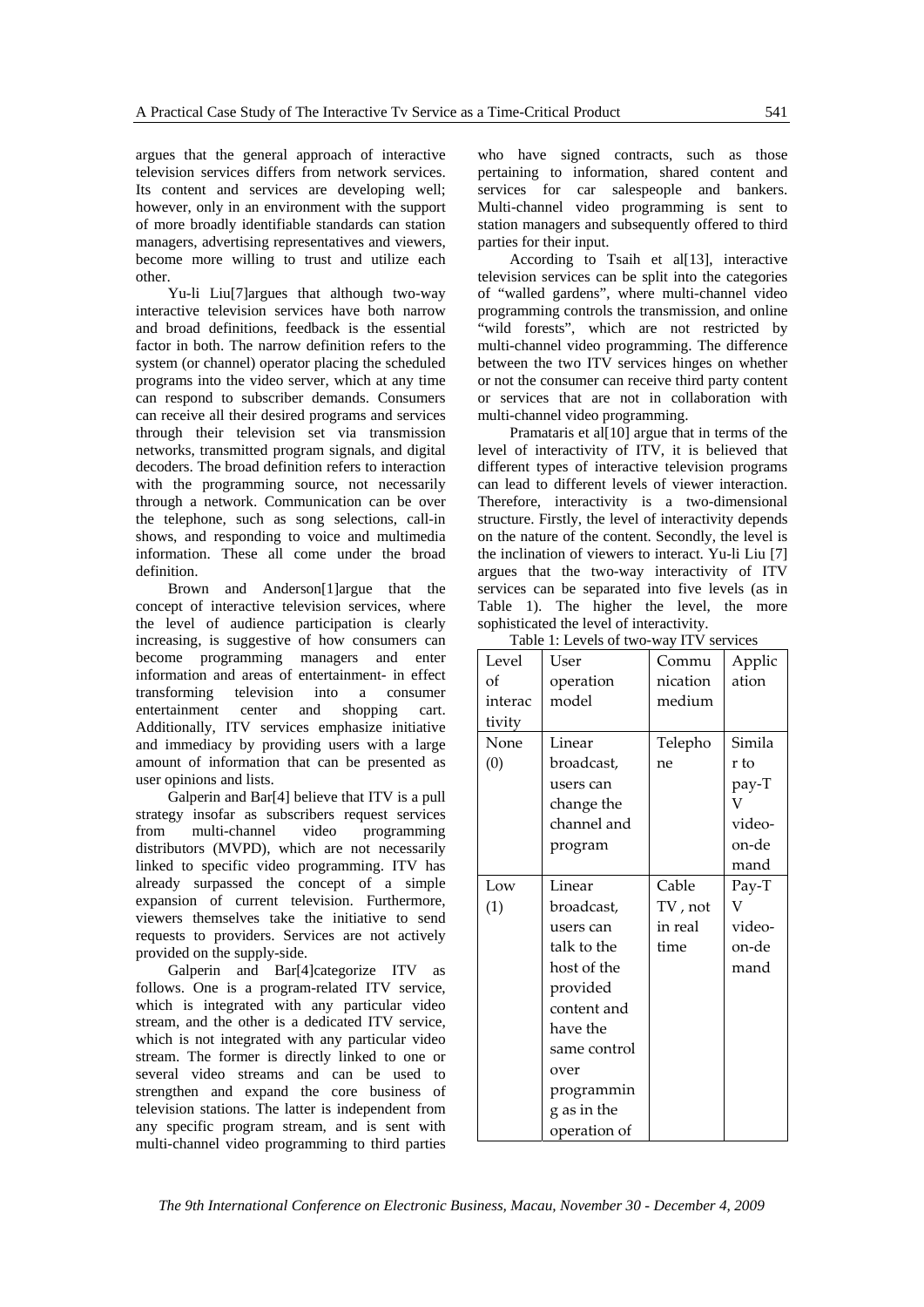argues that the general approach of interactive television services differs from network services. Its content and services are developing well; however, only in an environment with the support of more broadly identifiable standards can station managers, advertising representatives and viewers, become more willing to trust and utilize each other.

Yu-li Liu[7]argues that although two-way interactive television services have both narrow and broad definitions, feedback is the essential factor in both. The narrow definition refers to the system (or channel) operator placing the scheduled programs into the video server, which at any time can respond to subscriber demands. Consumers can receive all their desired programs and services through their television set via transmission networks, transmitted program signals, and digital decoders. The broad definition refers to interaction with the programming source, not necessarily through a network. Communication can be over the telephone, such as song selections, call-in shows, and responding to voice and multimedia information. These all come under the broad definition.

Brown and Anderson[1]argue that the concept of interactive television services, where the level of audience participation is clearly increasing, is suggestive of how consumers can become programming managers and enter information and areas of entertainment- in effect transforming television into a consumer entertainment center and shopping cart. Additionally, ITV services emphasize initiative and immediacy by providing users with a large amount of information that can be presented as user opinions and lists.

Galperin and Bar[4] believe that ITV is a pull strategy insofar as subscribers request services from multi-channel video programming distributors (MVPD), which are not necessarily linked to specific video programming. ITV has already surpassed the concept of a simple expansion of current television. Furthermore, viewers themselves take the initiative to send requests to providers. Services are not actively provided on the supply-side.

Galperin and Bar[4]categorize ITV as follows. One is a program-related ITV service, which is integrated with any particular video stream, and the other is a dedicated ITV service, which is not integrated with any particular video stream. The former is directly linked to one or several video streams and can be used to strengthen and expand the core business of television stations. The latter is independent from any specific program stream, and is sent with multi-channel video programming to third parties who have signed contracts, such as those pertaining to information, shared content and services for car salespeople and bankers. Multi-channel video programming is sent to station managers and subsequently offered to third parties for their input.

According to Tsaih et al[13], interactive television services can be split into the categories of "walled gardens", where multi-channel video programming controls the transmission, and online "wild forests", which are not restricted by multi-channel video programming. The difference between the two ITV services hinges on whether or not the consumer can receive third party content or services that are not in collaboration with multi-channel video programming.

Pramataris et al[10] argue that in terms of the level of interactivity of ITV, it is believed that different types of interactive television programs can lead to different levels of viewer interaction. Therefore, interactivity is a two-dimensional structure. Firstly, the level of interactivity depends on the nature of the content. Secondly, the level is the inclination of viewers to interact. Yu-li Liu [7] argues that the two-way interactivity of ITV services can be separated into five levels (as in Table 1). The higher the level, the more sophisticated the level of interactivity.

Table 1: Levels of two-way ITV services

| Level of interactivity | User operation model | Communication medium | Application |
|---|---|---|---|
| None (0) | Linear broadcast, users can change the channel and program | Telephone | Similar to pay-TV video-on-demand |
| Low (1) | Linear broadcast, users can talk to the host of the provided content and have the same control over programming as in the operation of | Cable TV , not in real time | Pay-TV video-on-demand |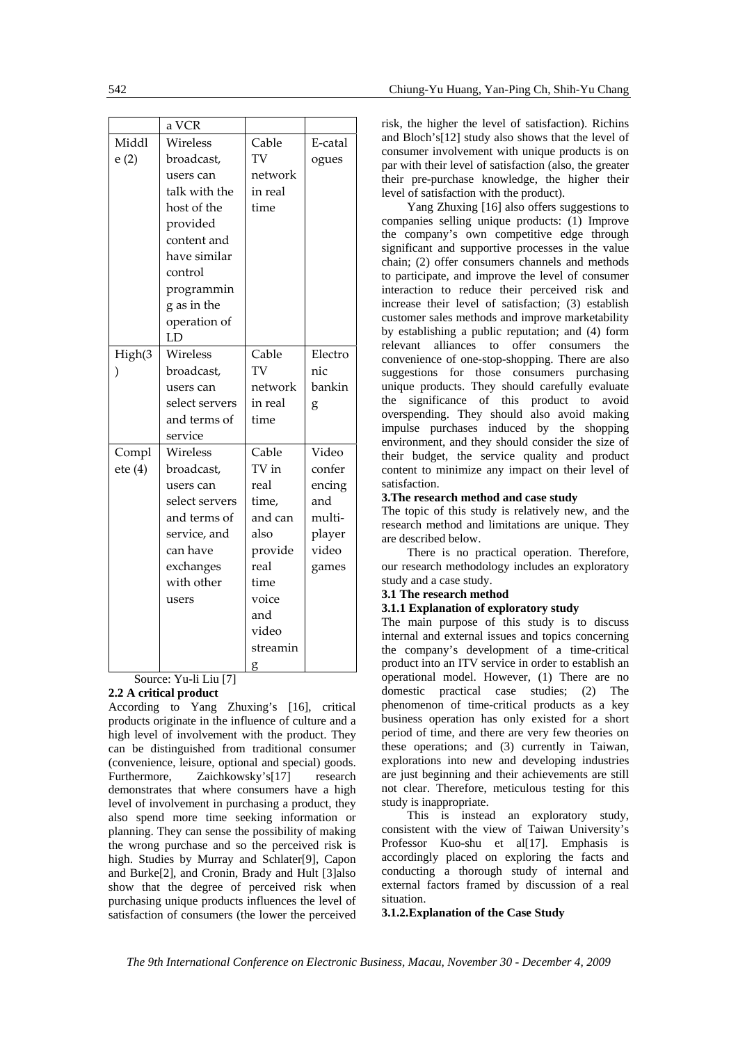|  | a VCR |  |  |
|---|---|---|---|
| Middle (2) | Wireless broadcast, users can talk with the host of the provided content and have similar control programming as in the operation of LD | Cable TV network in real time | E-catalogues |
| High(3) | Wireless broadcast, users can select servers and terms of service | Cable TV network in real time | Electronic banking |
| Complete (4) | Wireless broadcast, users can select servers and terms of service, and can have exchanges with other users | Cable TV in real time, and can also provide real time voice and video streaming | Video conferencing and multi-player video games |

Source: Yu-li Liu [7]

**2.2 A critical product**

According to Yang Zhuxing's [16], critical products originate in the influence of culture and a high level of involvement with the product. They can be distinguished from traditional consumer (convenience, leisure, optional and special) goods. Furthermore, Zaichkowsky's[17] research demonstrates that where consumers have a high level of involvement in purchasing a product, they also spend more time seeking information or planning. They can sense the possibility of making the wrong purchase and so the perceived risk is high. Studies by Murray and Schlater[9], Capon and Burke[2], and Cronin, Brady and Hult [3]also show that the degree of perceived risk when purchasing unique products influences the level of satisfaction of consumers (the lower the perceived risk, the higher the level of satisfaction). Richins and Bloch's[12] study also shows that the level of consumer involvement with unique products is on par with their level of satisfaction (also, the greater their pre-purchase knowledge, the higher their level of satisfaction with the product).

Yang Zhuxing [16] also offers suggestions to companies selling unique products: (1) Improve the company's own competitive edge through significant and supportive processes in the value chain; (2) offer consumers channels and methods to participate, and improve the level of consumer interaction to reduce their perceived risk and increase their level of satisfaction; (3) establish customer sales methods and improve marketability by establishing a public reputation; and (4) form relevant alliances to offer consumers the convenience of one-stop-shopping. There are also suggestions for those consumers purchasing unique products. They should carefully evaluate the significance of this product to avoid overspending. They should also avoid making impulse purchases induced by the shopping environment, and they should consider the size of their budget, the service quality and product content to minimize any impact on their level of satisfaction.

**3.The research method and case study**

The topic of this study is relatively new, and the research method and limitations are unique. They are described below.

There is no practical operation. Therefore, our research methodology includes an exploratory study and a case study.

**3.1 The research method**

**3.1.1 Explanation of exploratory study**

The main purpose of this study is to discuss internal and external issues and topics concerning the company's development of a time-critical product into an ITV service in order to establish an operational model. However, (1) There are no domestic practical case studies; (2) The phenomenon of time-critical products as a key business operation has only existed for a short period of time, and there are very few theories on these operations; and (3) currently in Taiwan, explorations into new and developing industries are just beginning and their achievements are still not clear. Therefore, meticulous testing for this study is inappropriate.

This is instead an exploratory study, consistent with the view of Taiwan University's Professor Kuo-shu et al[17]. Emphasis is accordingly placed on exploring the facts and conducting a thorough study of internal and external factors framed by discussion of a real situation.

**3.1.2.Explanation of the Case Study**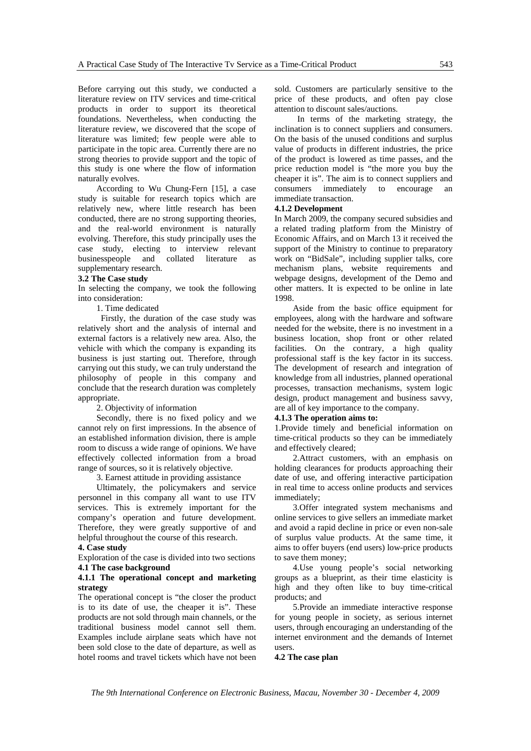Before carrying out this study, we conducted a literature review on ITV services and time-critical products in order to support its theoretical foundations. Nevertheless, when conducting the literature review, we discovered that the scope of literature was limited; few people were able to participate in the topic area. Currently there are no strong theories to provide support and the topic of this study is one where the flow of information naturally evolves.

According to Wu Chung-Fern [15], a case study is suitable for research topics which are relatively new, where little research has been conducted, there are no strong supporting theories, and the real-world environment is naturally evolving. Therefore, this study principally uses the case study, electing to interview relevant businesspeople and collated literature as supplementary research.

### 3.2 The Case study

In selecting the company, we took the following into consideration:

1. Time dedicated

Firstly, the duration of the case study was relatively short and the analysis of internal and external factors is a relatively new area. Also, the vehicle with which the company is expanding its business is just starting out. Therefore, through carrying out this study, we can truly understand the philosophy of people in this company and conclude that the research duration was completely appropriate.

2. Objectivity of information

Secondly, there is no fixed policy and we cannot rely on first impressions. In the absence of an established information division, there is ample room to discuss a wide range of opinions. We have effectively collected information from a broad range of sources, so it is relatively objective.

3. Earnest attitude in providing assistance

Ultimately, the policymakers and service personnel in this company all want to use ITV services. This is extremely important for the company's operation and future development. Therefore, they were greatly supportive of and helpful throughout the course of this research.

## 4. Case study

Exploration of the case is divided into two sections

### 4.1 The case background

#### 4.1.1 The operational concept and marketing strategy

The operational concept is "the closer the product is to its date of use, the cheaper it is". These products are not sold through main channels, or the traditional business model cannot sell them. Examples include airplane seats which have not been sold close to the date of departure, as well as hotel rooms and travel tickets which have not been sold. Customers are particularly sensitive to the price of these products, and often pay close attention to discount sales/auctions.

In terms of the marketing strategy, the inclination is to connect suppliers and consumers. On the basis of the unused conditions and surplus value of products in different industries, the price of the product is lowered as time passes, and the price reduction model is "the more you buy the cheaper it is". The aim is to connect suppliers and consumers immediately to encourage an immediate transaction.

#### 4.1.2 Development

In March 2009, the company secured subsidies and a related trading platform from the Ministry of Economic Affairs, and on March 13 it received the support of the Ministry to continue to preparatory work on "BidSale", including supplier talks, core mechanism plans, website requirements and webpage designs, development of the Demo and other matters. It is expected to be online in late 1998.

Aside from the basic office equipment for employees, along with the hardware and software needed for the website, there is no investment in a business location, shop front or other related facilities. On the contrary, a high quality professional staff is the key factor in its success. The development of research and integration of knowledge from all industries, planned operational processes, transaction mechanisms, system logic design, product management and business savvy, are all of key importance to the company.

#### 4.1.3 The operation aims to:

1. Provide timely and beneficial information on time-critical products so they can be immediately and effectively cleared;

2. Attract customers, with an emphasis on holding clearances for products approaching their date of use, and offering interactive participation in real time to access online products and services immediately;

3. Offer integrated system mechanisms and online services to give sellers an immediate market and avoid a rapid decline in price or even non-sale of surplus value products. At the same time, it aims to offer buyers (end users) low-price products to save them money;

4. Use young people's social networking groups as a blueprint, as their time elasticity is high and they often like to buy time-critical products; and

5. Provide an immediate interactive response for young people in society, as serious internet users, through encouraging an understanding of the internet environment and the demands of Internet users.

### 4.2 The case plan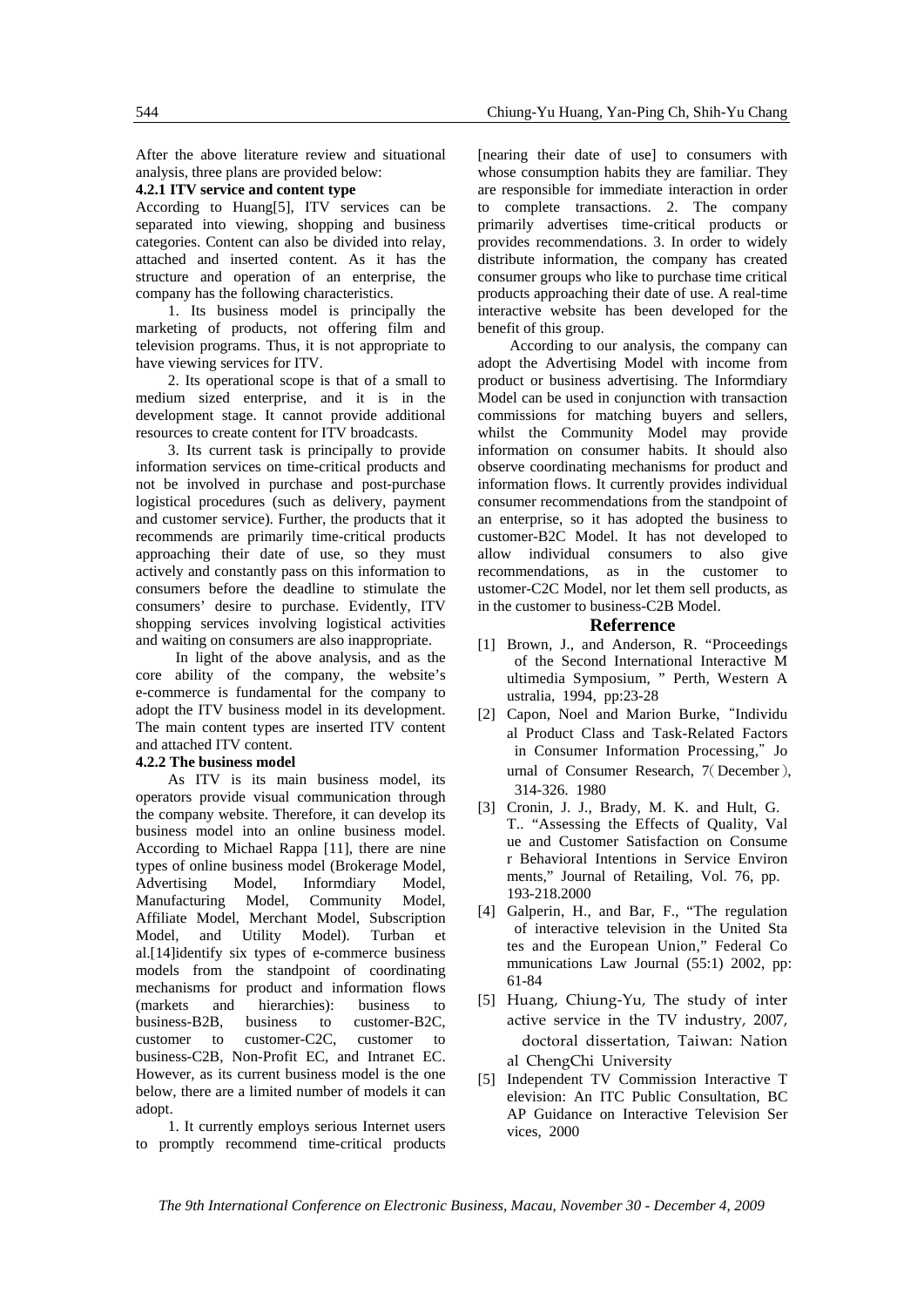After the above literature review and situational analysis, three plans are provided below:

#### 4.2.1 ITV service and content type

According to Huang[5], ITV services can be separated into viewing, shopping and business categories. Content can also be divided into relay, attached and inserted content. As it has the structure and operation of an enterprise, the company has the following characteristics.

1. Its business model is principally the marketing of products, not offering film and television programs. Thus, it is not appropriate to have viewing services for ITV.

2. Its operational scope is that of a small to medium sized enterprise, and it is in the development stage. It cannot provide additional resources to create content for ITV broadcasts.

3. Its current task is principally to provide information services on time-critical products and not be involved in purchase and post-purchase logistical procedures (such as delivery, payment and customer service). Further, the products that it recommends are primarily time-critical products approaching their date of use, so they must actively and constantly pass on this information to consumers before the deadline to stimulate the consumers' desire to purchase. Evidently, ITV shopping services involving logistical activities and waiting on consumers are also inappropriate.

In light of the above analysis, and as the core ability of the company, the website's e-commerce is fundamental for the company to adopt the ITV business model in its development. The main content types are inserted ITV content and attached ITV content.

#### 4.2.2 The business model

As ITV is its main business model, its operators provide visual communication through the company website. Therefore, it can develop its business model into an online business model. According to Michael Rappa [11], there are nine types of online business model (Brokerage Model, Advertising Model, Informdiary Model, Manufacturing Model, Community Model, Affiliate Model, Merchant Model, Subscription Model, and Utility Model). Turban et al.[14]identify six types of e-commerce business models from the standpoint of coordinating mechanisms for product and information flows (markets and hierarchies): business to business-B2B, business to customer-B2C, customer to customer-C2C, customer to business-C2B, Non-Profit EC, and Intranet EC. However, as its current business model is the one below, there are a limited number of models it can adopt.

1. It currently employs serious Internet users to promptly recommend time-critical products [nearing their date of use] to consumers with whose consumption habits they are familiar. They are responsible for immediate interaction in order to complete transactions. 2. The company primarily advertises time-critical products or provides recommendations. 3. In order to widely distribute information, the company has created consumer groups who like to purchase time critical products approaching their date of use. A real-time interactive website has been developed for the benefit of this group.

According to our analysis, the company can adopt the Advertising Model with income from product or business advertising. The Informdiary Model can be used in conjunction with transaction commissions for matching buyers and sellers, whilst the Community Model may provide information on consumer habits. It should also observe coordinating mechanisms for product and information flows. It currently provides individual consumer recommendations from the standpoint of an enterprise, so it has adopted the business to customer-B2C Model. It has not developed to allow individual consumers to also give recommendations, as in the customer to ustomer-C2C Model, nor let them sell products, as in the customer to business-C2B Model.

## Referrence

[1] Brown, J., and Anderson, R. "Proceedings of the Second International Interactive Multimedia Symposium, " Perth, Western Australia, 1994, pp:23-28

[2] Capon, Noel and Marion Burke, "Individual Product Class and Task-Related Factors in Consumer Information Processing," Journal of Consumer Research, 7(December), 314-326. 1980

[3] Cronin, J. J., Brady, M. K. and Hult, G. T.. "Assessing the Effects of Quality, Value and Customer Satisfaction on Consumer Behavioral Intentions in Service Environments," Journal of Retailing, Vol. 76, pp. 193-218.2000

[4] Galperin, H., and Bar, F., "The regulation of interactive television in the United States and the European Union," Federal Communications Law Journal (55:1) 2002, pp: 61-84

[5] Huang, Chiung-Yu, The study of interactive service in the TV industry, 2007, doctoral dissertation, Taiwan: National ChengChi University

[5] Independent TV Commission Interactive Television: An ITC Public Consultation, BCAP Guidance on Interactive Television Services, 2000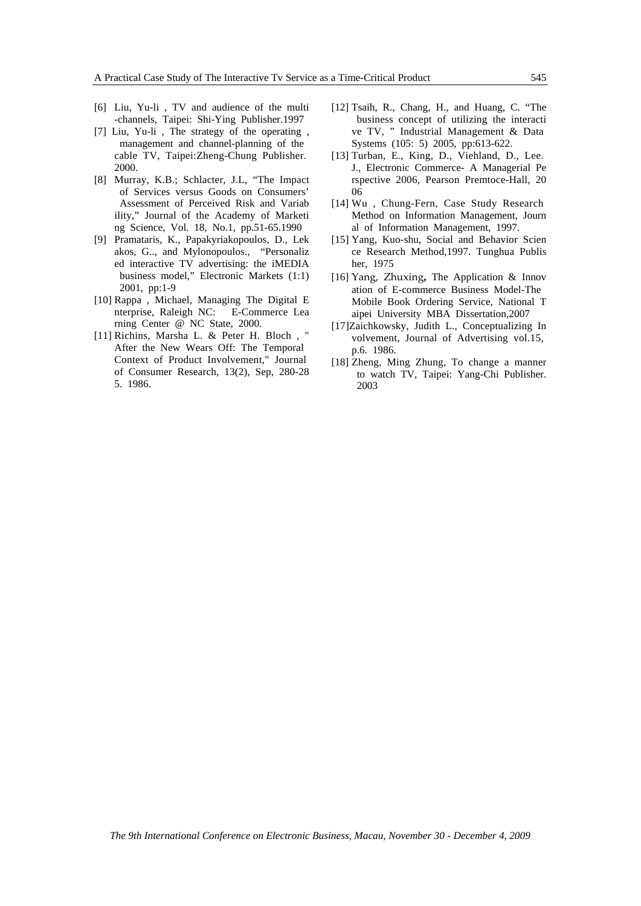[6] Liu, Yu-li , TV and audience of the multi -channels, Taipei: Shi-Ying Publisher.1997

[7] Liu, Yu-li , The strategy of the operating , management and channel-planning of the cable TV, Taipei:Zheng-Chung Publisher. 2000.

[8] Murray, K.B.; Schlacter, J.L, "The Impact of Services versus Goods on Consumers' Assessment of Perceived Risk and Variab ility," Journal of the Academy of Marketi ng Science, Vol. 18, No.1, pp.51-65.1990

[9] Pramataris, K., Papakyriakopoulos, D., Lek akos, G.., and Mylonopoulos., "Personaliz ed interactive TV advertising: the iMEDIA business model," Electronic Markets (1:1) 2001, pp:1-9

[10] Rappa , Michael, Managing The Digital E nterprise, Raleigh NC: E-Commerce Lea rning Center @ NC State, 2000.

[11] Richins, Marsha L. & Peter H. Bloch , " After the New Wears Off: The Temporal Context of Product Involvement," Journal of Consumer Research, 13(2), Sep, 280-28 5. 1986.

[12] Tsaih, R., Chang, H., and Huang, C. "The business concept of utilizing the interacti ve TV, " Industrial Management & Data Systems (105: 5) 2005, pp:613-622.

[13] Turban, E., King, D., Viehland, D., Lee. J., Electronic Commerce- A Managerial Pe rspective 2006, Pearson Premtoce-Hall, 20 06

[14] Wu , Chung-Fern, Case Study Research Method on Information Management, Journ al of Information Management, 1997.

[15] Yang, Kuo-shu, Social and Behavior Scien ce Research Method,1997. Tunghua Publis her, 1975

[16] Yang, Zhuxing**,** The Application & Innov ation of E-commerce Business Model-The Mobile Book Ordering Service, National T aipei University MBA Dissertation,2007

[17]Zaichkowsky, Judith L., Conceptualizing In volvement, Journal of Advertising vol.15, p.6. 1986.

[18] Zheng, Ming Zhung, To change a manner to watch TV, Taipei: Yang-Chi Publisher. 2003